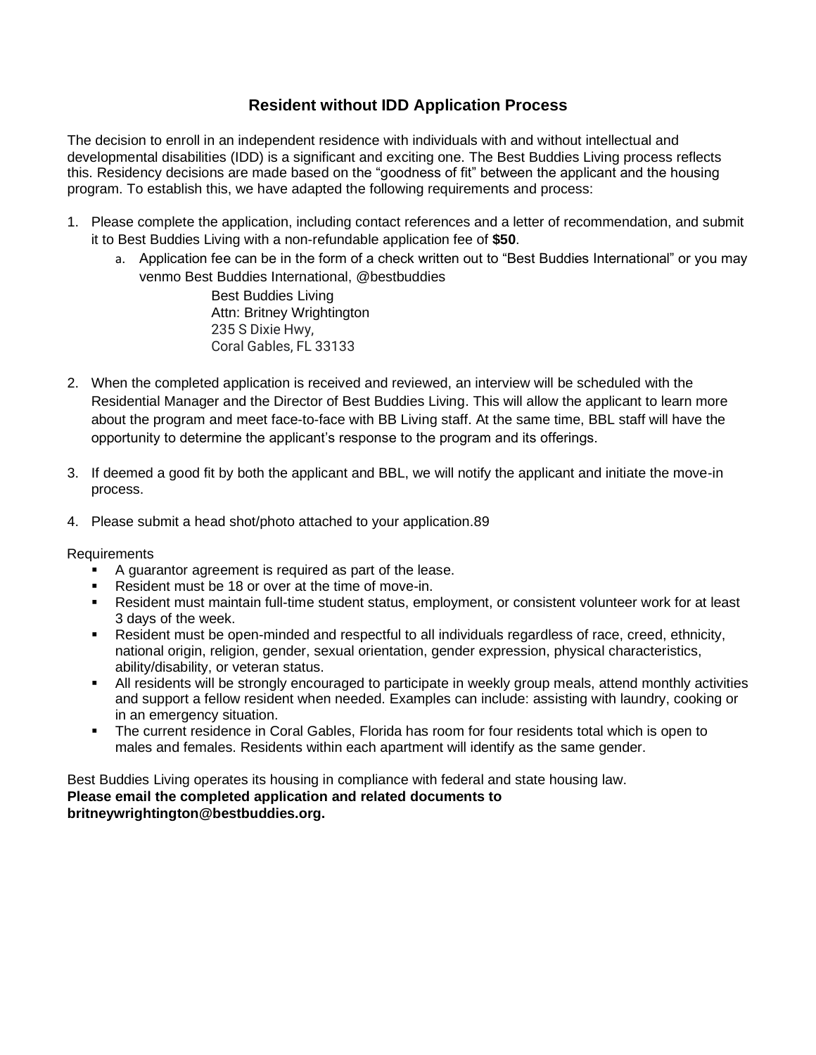## Resident without IDD Application Process

The decision to enroll in an independent residence with individuals with and without intellectual and developmental disabilities (IDD) is a significant and exciting one. The Best Buddies Living process reflects this. Residency decisions are made based on the "goodness of fit" between the applicant and the housing program. To establish this, we have adapted the following requirements and process:

1. Please complete the application, including contact references and a letter of recommendation, and submit it to Best Buddies Living with a non-refundable application fee of **$50**.
   a. Application fee can be in the form of a check written out to "Best Buddies International" or you may venmo Best Buddies International, @bestbuddies

      Best Buddies Living
      Attn: Britney Wrightington
      235 S Dixie Hwy,
      Coral Gables, FL 33133

2. When the completed application is received and reviewed, an interview will be scheduled with the Residential Manager and the Director of Best Buddies Living. This will allow the applicant to learn more about the program and meet face-to-face with BB Living staff. At the same time, BBL staff will have the opportunity to determine the applicant's response to the program and its offerings.

3. If deemed a good fit by both the applicant and BBL, we will notify the applicant and initiate the move-in process.

4. Please submit a head shot/photo attached to your application.89

Requirements

- A guarantor agreement is required as part of the lease.
- Resident must be 18 or over at the time of move-in.
- Resident must maintain full-time student status, employment, or consistent volunteer work for at least 3 days of the week.
- Resident must be open-minded and respectful to all individuals regardless of race, creed, ethnicity, national origin, religion, gender, sexual orientation, gender expression, physical characteristics, ability/disability, or veteran status.
- All residents will be strongly encouraged to participate in weekly group meals, attend monthly activities and support a fellow resident when needed. Examples can include: assisting with laundry, cooking or in an emergency situation.
- The current residence in Coral Gables, Florida has room for four residents total which is open to males and females. Residents within each apartment will identify as the same gender.

Best Buddies Living operates its housing in compliance with federal and state housing law.
**Please email the completed application and related documents to britneywrightington@bestbuddies.org.**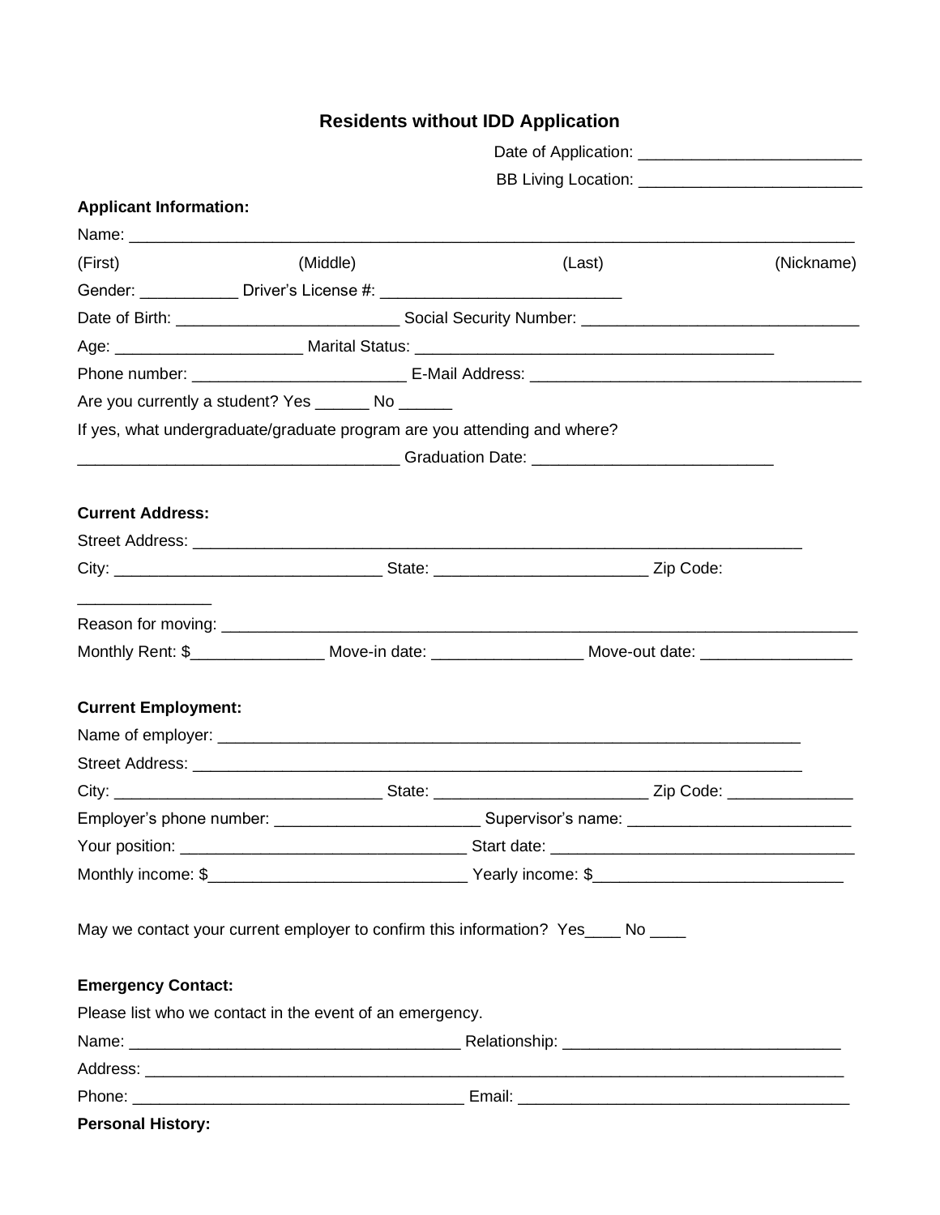# Residents without IDD Application

Date of Application: ________________________

BB Living Location: ________________________

**Applicant Information:**

Name: ___________________________________________________________________________________

(First) (Middle) (Last) (Nickname)

Gender: ___________ Driver's License #: ___________________________

Date of Birth: _________________________ Social Security Number: ______________________________

Age: ____________________ Marital Status: ________________________________________

Phone number: _______________________ E-Mail Address: _____________________________________

Are you currently a student? Yes ______ No ______

If yes, what undergraduate/graduate program are you attending and where?

___________________________________ Graduation Date: __________________________

**Current Address:**

Street Address: ____________________________________________________________________

City: _____________________________ State: _______________________ Zip Code: _______________

Reason for moving: ___________________________________________________________________________

Monthly Rent: $_______________ Move-in date: ________________ Move-out date: _________________

**Current Employment:**

Name of employer: ____________________________________________________________________

Street Address: ____________________________________________________________________

City: _____________________________ State: _______________________ Zip Code: ______________

Employer's phone number: ______________________ Supervisor's name: ________________________

Your position: ________________________________ Start date: __________________________________

Monthly income: $____________________________ Yearly income: $___________________________

May we contact your current employer to confirm this information? Yes____ No ____

**Emergency Contact:**

Please list who we contact in the event of an emergency.

Name: ____________________________________ Relationship: ______________________________

Address: ________________________________________________________________________________

Phone: _____________________________________ Email: _____________________________________

**Personal History:**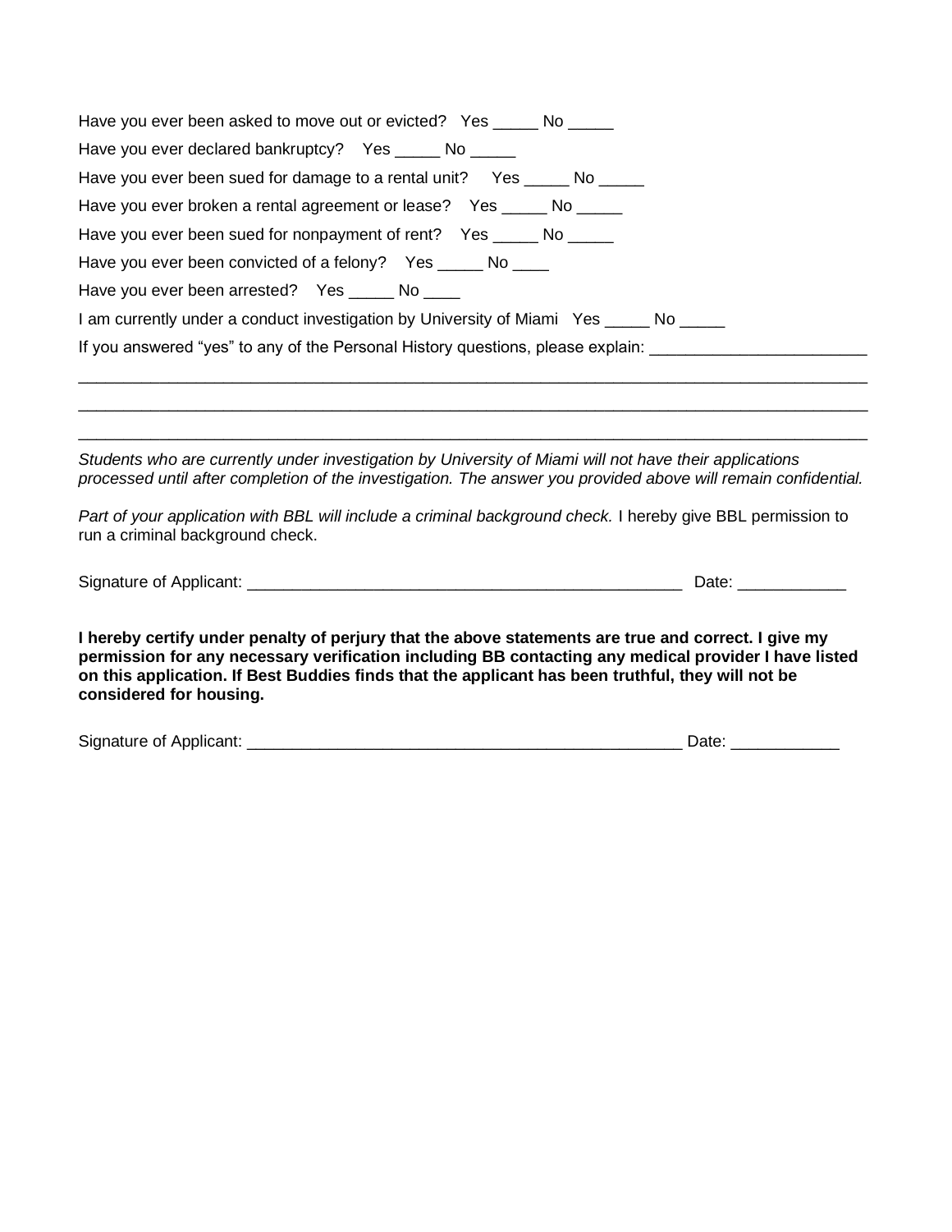Have you ever been asked to move out or evicted? Yes _____ No _____

Have you ever declared bankruptcy? Yes _____ No _____

Have you ever been sued for damage to a rental unit? Yes _____ No _____

Have you ever broken a rental agreement or lease? Yes _____ No _____

Have you ever been sued for nonpayment of rent? Yes _____ No _____

Have you ever been convicted of a felony? Yes _____ No ____

Have you ever been arrested? Yes _____ No ____

I am currently under a conduct investigation by University of Miami Yes _____ No _____

If you answered "yes" to any of the Personal History questions, please explain: _______________________

______________________________________________________________________________________

______________________________________________________________________________________

______________________________________________________________________________________

*Students who are currently under investigation by University of Miami will not have their applications processed until after completion of the investigation. The answer you provided above will remain confidential.*

*Part of your application with BBL will include a criminal background check.* I hereby give BBL permission to run a criminal background check.

Signature of Applicant: __________________________________________________ Date: ____________

**I hereby certify under penalty of perjury that the above statements are true and correct. I give my permission for any necessary verification including BB contacting any medical provider I have listed on this application. If Best Buddies finds that the applicant has been truthful, they will not be considered for housing.**

Signature of Applicant: __________________________________________________ Date: ____________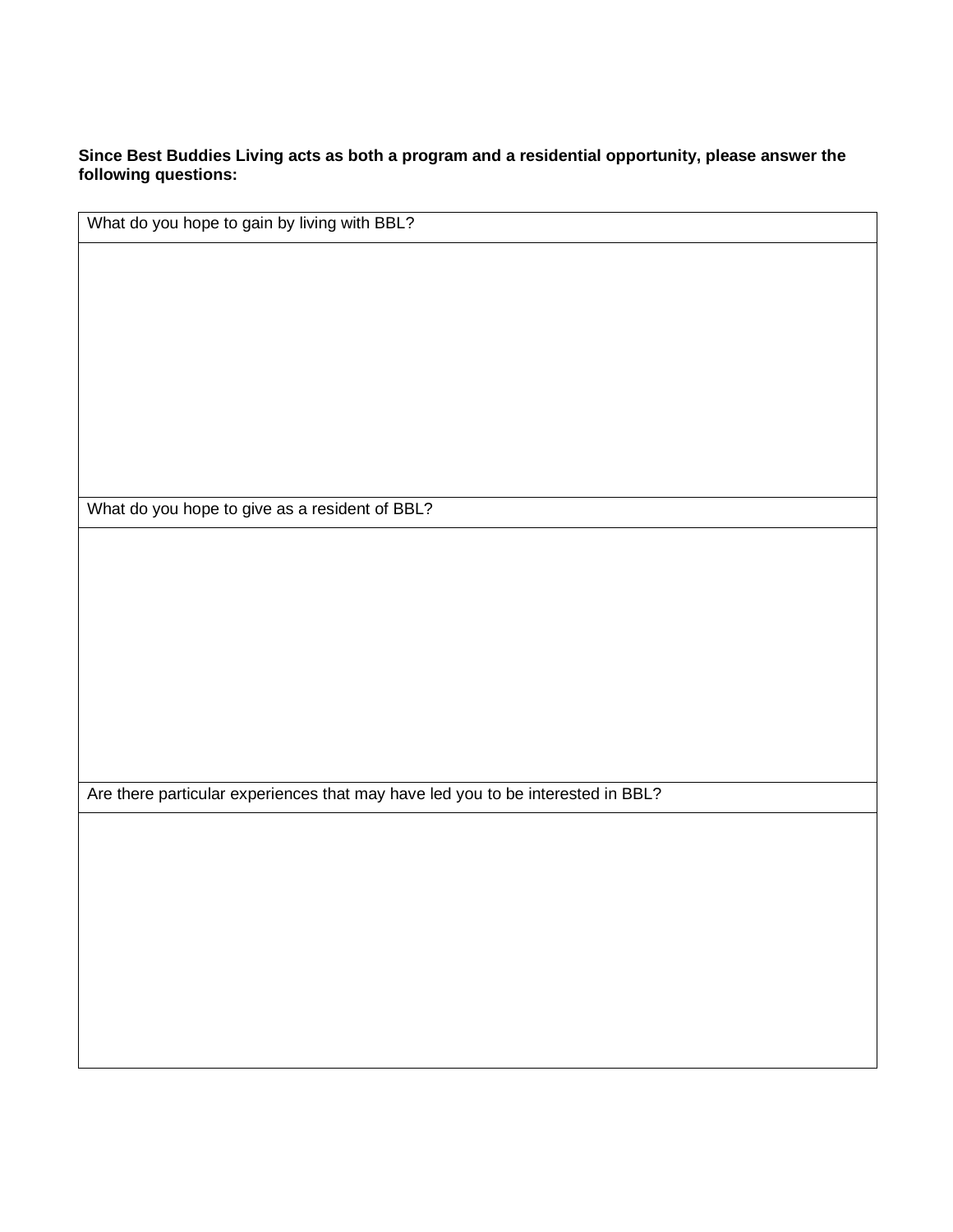**Since Best Buddies Living acts as both a program and a residential opportunity, please answer the following questions:**

| What do you hope to gain by living with BBL? |
|---|
| |
| What do you hope to give as a resident of BBL? |
| |
| Are there particular experiences that may have led you to be interested in BBL? |
| |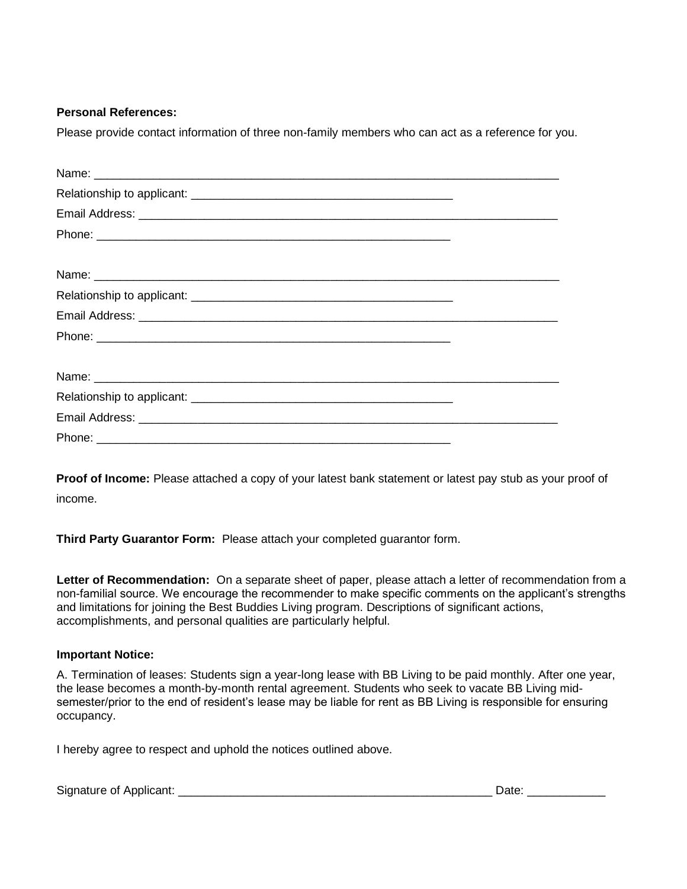**Personal References:**

Please provide contact information of three non-family members who can act as a reference for you.

Name: ___________________________________________________________________________

Relationship to applicant: __________________________________________

Email Address: ____________________________________________________________________

Phone: __________________________________________________________

Name: ___________________________________________________________________________

Relationship to applicant: __________________________________________

Email Address: ____________________________________________________________________

Phone: __________________________________________________________

Name: ___________________________________________________________________________

Relationship to applicant: __________________________________________

Email Address: ____________________________________________________________________

Phone: __________________________________________________________

**Proof of Income:** Please attached a copy of your latest bank statement or latest pay stub as your proof of income.

**Third Party Guarantor Form:** Please attach your completed guarantor form.

**Letter of Recommendation:** On a separate sheet of paper, please attach a letter of recommendation from a non-familial source. We encourage the recommender to make specific comments on the applicant's strengths and limitations for joining the Best Buddies Living program. Descriptions of significant actions, accomplishments, and personal qualities are particularly helpful.

**Important Notice:**

A. Termination of leases: Students sign a year-long lease with BB Living to be paid monthly. After one year, the lease becomes a month-by-month rental agreement. Students who seek to vacate BB Living mid-semester/prior to the end of resident's lease may be liable for rent as BB Living is responsible for ensuring occupancy.

I hereby agree to respect and uphold the notices outlined above.

Signature of Applicant: ___________________________________________________ Date: ____________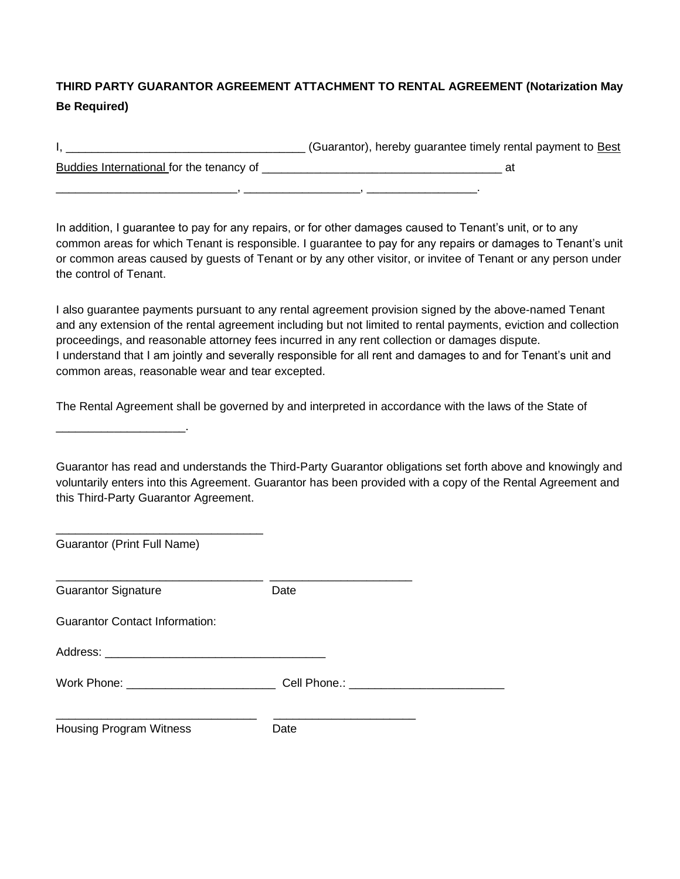**THIRD PARTY GUARANTOR AGREEMENT ATTACHMENT TO RENTAL AGREEMENT (Notarization May Be Required)**

I, ____________________________________ (Guarantor), hereby guarantee timely rental payment to Best Buddies International for the tenancy of ______________________________________ at ___________________________, _________________, ________________.

In addition, I guarantee to pay for any repairs, or for other damages caused to Tenant's unit, or to any common areas for which Tenant is responsible. I guarantee to pay for any repairs or damages to Tenant's unit or common areas caused by guests of Tenant or by any other visitor, or invitee of Tenant or any person under the control of Tenant.

I also guarantee payments pursuant to any rental agreement provision signed by the above-named Tenant and any extension of the rental agreement including but not limited to rental payments, eviction and collection proceedings, and reasonable attorney fees incurred in any rent collection or damages dispute.
I understand that I am jointly and severally responsible for all rent and damages to and for Tenant's unit and common areas, reasonable wear and tear excepted.

The Rental Agreement shall be governed by and interpreted in accordance with the laws of the State of ___________________.

Guarantor has read and understands the Third-Party Guarantor obligations set forth above and knowingly and voluntarily enters into this Agreement. Guarantor has been provided with a copy of the Rental Agreement and this Third-Party Guarantor Agreement.

_______________________________
Guarantor (Print Full Name)

_______________________________ _____________________
Guarantor Signature Date

Guarantor Contact Information:

Address: _________________________________

Work Phone: ______________________ Cell Phone.: _______________________

_______________________________ _____________________
Housing Program Witness Date